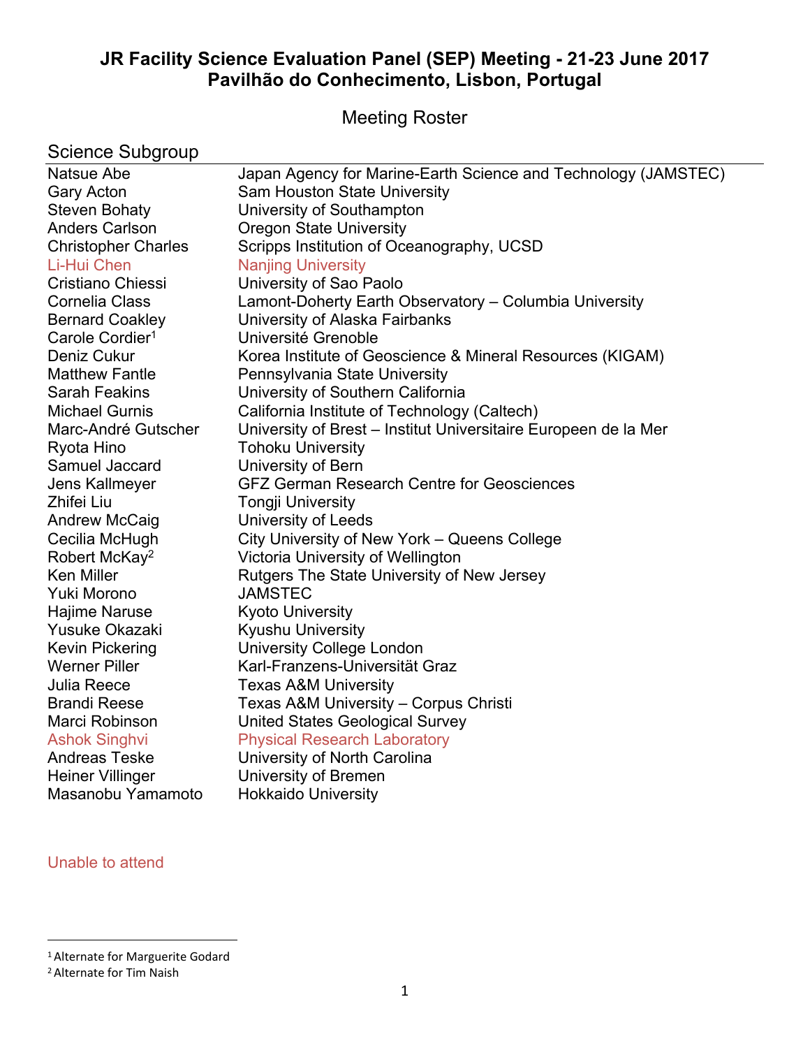# JR Facility Science Evaluation Panel (SEP) Meeting - 21-23 June 2017
# Pavilhão do Conhecimento, Lisbon, Portugal

## Meeting Roster

### Science Subgroup

| | |
|---|---|
| Natsue Abe | Japan Agency for Marine-Earth Science and Technology (JAMSTEC) |
| Gary Acton | Sam Houston State University |
| Steven Bohaty | University of Southampton |
| Anders Carlson | Oregon State University |
| Christopher Charles | Scripps Institution of Oceanography, UCSD |
| Li-Hui Chen | Nanjing University |
| Cristiano Chiessi | University of Sao Paolo |
| Cornelia Class | Lamont-Doherty Earth Observatory – Columbia University |
| Bernard Coakley | University of Alaska Fairbanks |
| Carole Cordier[1] | Université Grenoble |
| Deniz Cukur | Korea Institute of Geoscience & Mineral Resources (KIGAM) |
| Matthew Fantle | Pennsylvania State University |
| Sarah Feakins | University of Southern California |
| Michael Gurnis | California Institute of Technology (Caltech) |
| Marc-André Gutscher | University of Brest – Institut Universitaire Europeen de la Mer |
| Ryota Hino | Tohoku University |
| Samuel Jaccard | University of Bern |
| Jens Kallmeyer | GFZ German Research Centre for Geosciences |
| Zhifei Liu | Tongji University |
| Andrew McCaig | University of Leeds |
| Cecilia McHugh | City University of New York – Queens College |
| Robert McKay[2] | Victoria University of Wellington |
| Ken Miller | Rutgers The State University of New Jersey |
| Yuki Morono | JAMSTEC |
| Hajime Naruse | Kyoto University |
| Yusuke Okazaki | Kyushu University |
| Kevin Pickering | University College London |
| Werner Piller | Karl-Franzens-Universität Graz |
| Julia Reece | Texas A&M University |
| Brandi Reese | Texas A&M University – Corpus Christi |
| Marci Robinson | United States Geological Survey |
| Ashok Singhvi | Physical Research Laboratory |
| Andreas Teske | University of North Carolina |
| Heiner Villinger | University of Bremen |
| Masanobu Yamamoto | Hokkaido University |

Unable to attend: Li-Hui Chen, Ashok Singhvi

[1] Alternate for Marguerite Godard

[2] Alternate for Tim Naish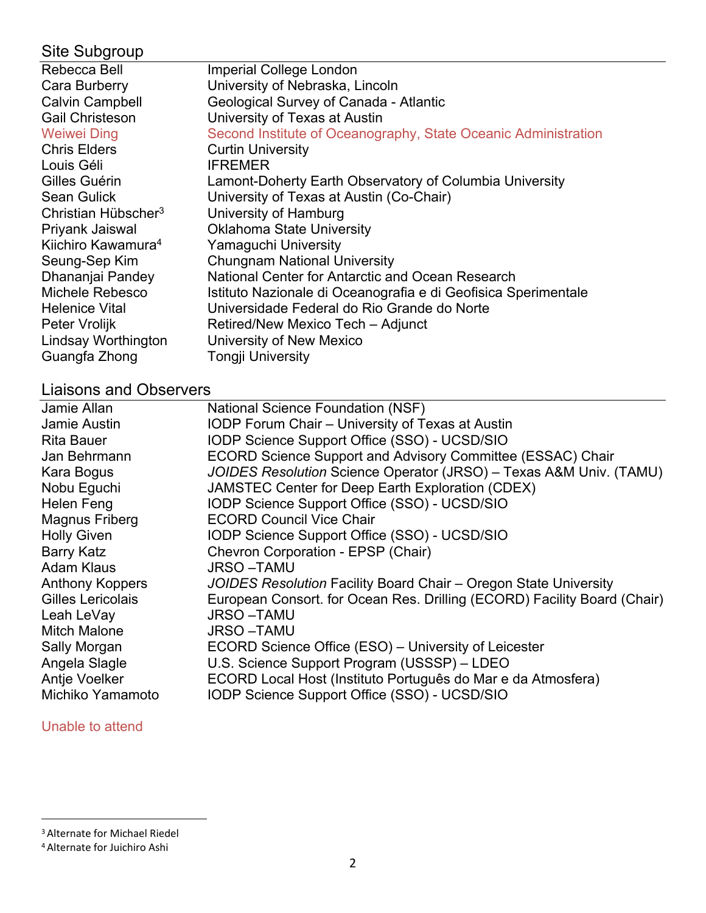## Site Subgroup

| | |
|---|---|
| Rebecca Bell | Imperial College London |
| Cara Burberry | University of Nebraska, Lincoln |
| Calvin Campbell | Geological Survey of Canada - Atlantic |
| Gail Christeson | University of Texas at Austin |
| Weiwei Ding | Second Institute of Oceanography, State Oceanic Administration |
| Chris Elders | Curtin University |
| Louis Géli | IFREMER |
| Gilles Guérin | Lamont-Doherty Earth Observatory of Columbia University |
| Sean Gulick | University of Texas at Austin (Co-Chair) |
| Christian Hübscher[3] | University of Hamburg |
| Priyank Jaiswal | Oklahoma State University |
| Kiichiro Kawamura[4] | Yamaguchi University |
| Seung-Sep Kim | Chungnam National University |
| Dhananjai Pandey | National Center for Antarctic and Ocean Research |
| Michele Rebesco | Istituto Nazionale di Oceanografia e di Geofisica Sperimentale |
| Helenice Vital | Universidade Federal do Rio Grande do Norte |
| Peter Vrolijk | Retired/New Mexico Tech – Adjunct |
| Lindsay Worthington | University of New Mexico |
| Guangfa Zhong | Tongji University |

## Liaisons and Observers

| | |
|---|---|
| Jamie Allan | National Science Foundation (NSF) |
| Jamie Austin | IODP Forum Chair – University of Texas at Austin |
| Rita Bauer | IODP Science Support Office (SSO) - UCSD/SIO |
| Jan Behrmann | ECORD Science Support and Advisory Committee (ESSAC) Chair |
| Kara Bogus | *JOIDES Resolution* Science Operator (JRSO) – Texas A&M Univ. (TAMU) |
| Nobu Eguchi | JAMSTEC Center for Deep Earth Exploration (CDEX) |
| Helen Feng | IODP Science Support Office (SSO) - UCSD/SIO |
| Magnus Friberg | ECORD Council Vice Chair |
| Holly Given | IODP Science Support Office (SSO) - UCSD/SIO |
| Barry Katz | Chevron Corporation - EPSP (Chair) |
| Adam Klaus | JRSO –TAMU |
| Anthony Koppers | *JOIDES Resolution* Facility Board Chair – Oregon State University |
| Gilles Lericolais | European Consort. for Ocean Res. Drilling (ECORD) Facility Board (Chair) |
| Leah LeVay | JRSO –TAMU |
| Mitch Malone | JRSO –TAMU |
| Sally Morgan | ECORD Science Office (ESO) – University of Leicester |
| Angela Slagle | U.S. Science Support Program (USSSP) – LDEO |
| Antje Voelker | ECORD Local Host (Instituto Português do Mar e da Atmosfera) |
| Michiko Yamamoto | IODP Science Support Office (SSO) - UCSD/SIO |

Unable to attend

[3] Alternate for Michael Riedel

[4] Alternate for Juichiro Ashi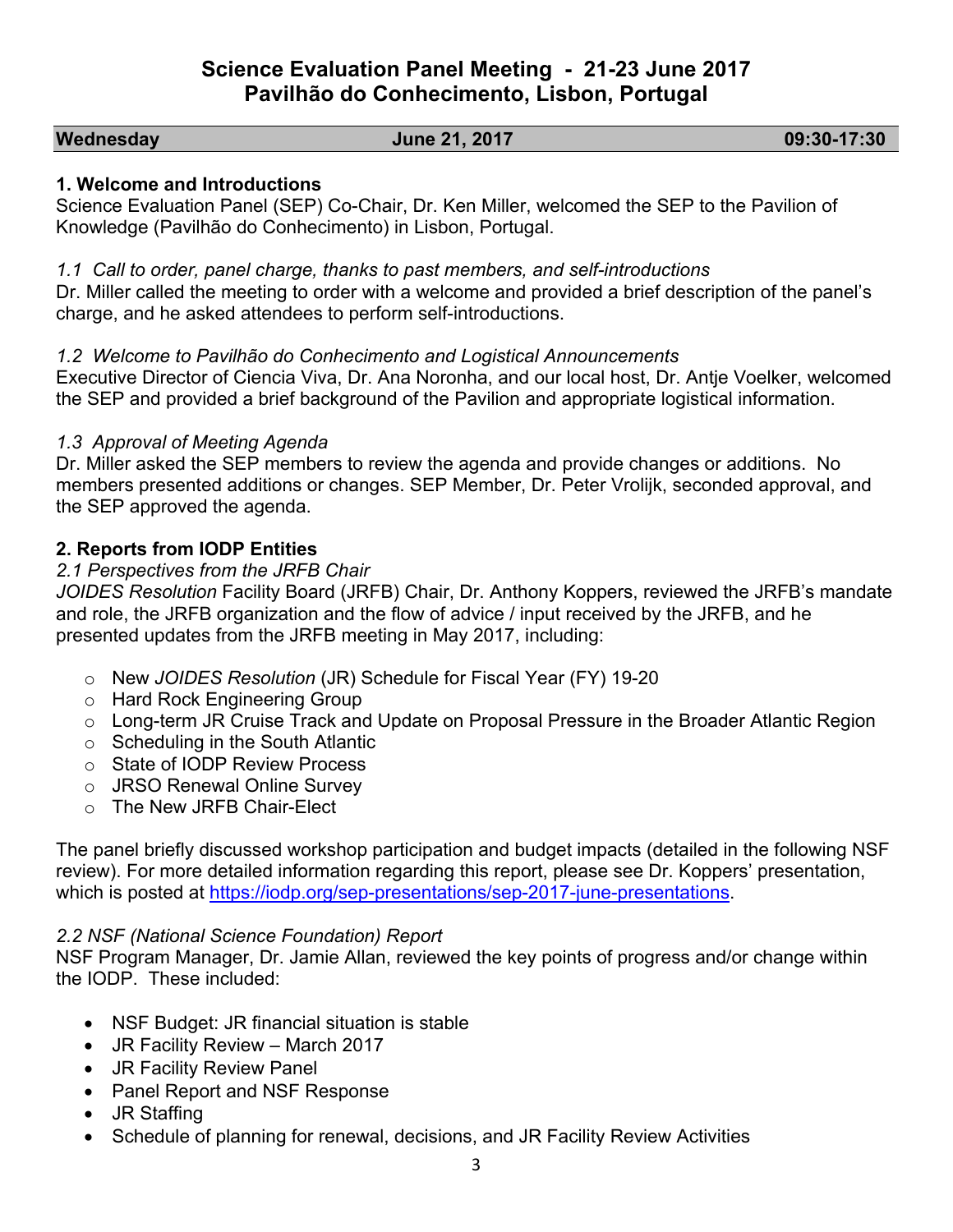# Science Evaluation Panel Meeting - 21-23 June 2017
# Pavilhão do Conhecimento, Lisbon, Portugal

| Wednesday | June 21, 2017 | 09:30-17:30 |
|---|---|---|

### 1. Welcome and Introductions

Science Evaluation Panel (SEP) Co-Chair, Dr. Ken Miller, welcomed the SEP to the Pavilion of Knowledge (Pavilhão do Conhecimento) in Lisbon, Portugal.

*1.1 Call to order, panel charge, thanks to past members, and self-introductions*

Dr. Miller called the meeting to order with a welcome and provided a brief description of the panel's charge, and he asked attendees to perform self-introductions.

*1.2 Welcome to Pavilhão do Conhecimento and Logistical Announcements*

Executive Director of Ciencia Viva, Dr. Ana Noronha, and our local host, Dr. Antje Voelker, welcomed the SEP and provided a brief background of the Pavilion and appropriate logistical information.

*1.3 Approval of Meeting Agenda*

Dr. Miller asked the SEP members to review the agenda and provide changes or additions. No members presented additions or changes. SEP Member, Dr. Peter Vrolijk, seconded approval, and the SEP approved the agenda.

### 2. Reports from IODP Entities

*2.1 Perspectives from the JRFB Chair*

*JOIDES Resolution* Facility Board (JRFB) Chair, Dr. Anthony Koppers, reviewed the JRFB's mandate and role, the JRFB organization and the flow of advice / input received by the JRFB, and he presented updates from the JRFB meeting in May 2017, including:

- New *JOIDES Resolution* (JR) Schedule for Fiscal Year (FY) 19-20
- Hard Rock Engineering Group
- Long-term JR Cruise Track and Update on Proposal Pressure in the Broader Atlantic Region
- Scheduling in the South Atlantic
- State of IODP Review Process
- JRSO Renewal Online Survey
- The New JRFB Chair-Elect

The panel briefly discussed workshop participation and budget impacts (detailed in the following NSF review). For more detailed information regarding this report, please see Dr. Koppers' presentation, which is posted at https://iodp.org/sep-presentations/sep-2017-june-presentations.

*2.2 NSF (National Science Foundation) Report*

NSF Program Manager, Dr. Jamie Allan, reviewed the key points of progress and/or change within the IODP. These included:

- NSF Budget: JR financial situation is stable
- JR Facility Review – March 2017
- JR Facility Review Panel
- Panel Report and NSF Response
- JR Staffing
- Schedule of planning for renewal, decisions, and JR Facility Review Activities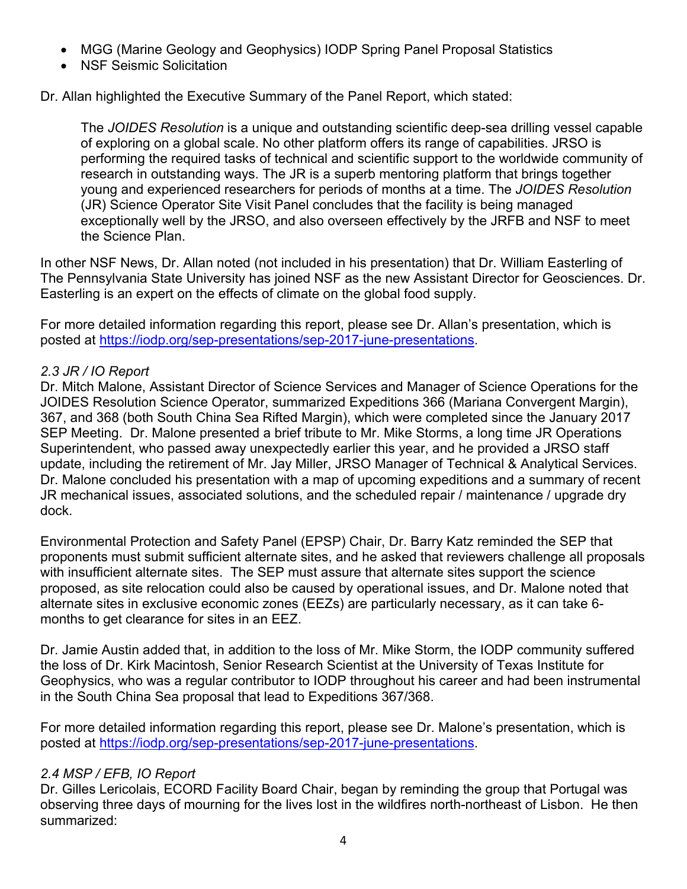- MGG (Marine Geology and Geophysics) IODP Spring Panel Proposal Statistics
- NSF Seismic Solicitation

Dr. Allan highlighted the Executive Summary of the Panel Report, which stated:

> The *JOIDES Resolution* is a unique and outstanding scientific deep-sea drilling vessel capable of exploring on a global scale. No other platform offers its range of capabilities. JRSO is performing the required tasks of technical and scientific support to the worldwide community of research in outstanding ways. The JR is a superb mentoring platform that brings together young and experienced researchers for periods of months at a time. The *JOIDES Resolution* (JR) Science Operator Site Visit Panel concludes that the facility is being managed exceptionally well by the JRSO, and also overseen effectively by the JRFB and NSF to meet the Science Plan.

In other NSF News, Dr. Allan noted (not included in his presentation) that Dr. William Easterling of The Pennsylvania State University has joined NSF as the new Assistant Director for Geosciences. Dr. Easterling is an expert on the effects of climate on the global food supply.

For more detailed information regarding this report, please see Dr. Allan's presentation, which is posted at https://iodp.org/sep-presentations/sep-2017-june-presentations.

*2.3 JR / IO Report*

Dr. Mitch Malone, Assistant Director of Science Services and Manager of Science Operations for the JOIDES Resolution Science Operator, summarized Expeditions 366 (Mariana Convergent Margin), 367, and 368 (both South China Sea Rifted Margin), which were completed since the January 2017 SEP Meeting. Dr. Malone presented a brief tribute to Mr. Mike Storms, a long time JR Operations Superintendent, who passed away unexpectedly earlier this year, and he provided a JRSO staff update, including the retirement of Mr. Jay Miller, JRSO Manager of Technical & Analytical Services. Dr. Malone concluded his presentation with a map of upcoming expeditions and a summary of recent JR mechanical issues, associated solutions, and the scheduled repair / maintenance / upgrade dry dock.

Environmental Protection and Safety Panel (EPSP) Chair, Dr. Barry Katz reminded the SEP that proponents must submit sufficient alternate sites, and he asked that reviewers challenge all proposals with insufficient alternate sites. The SEP must assure that alternate sites support the science proposed, as site relocation could also be caused by operational issues, and Dr. Malone noted that alternate sites in exclusive economic zones (EEZs) are particularly necessary, as it can take 6-months to get clearance for sites in an EEZ.

Dr. Jamie Austin added that, in addition to the loss of Mr. Mike Storm, the IODP community suffered the loss of Dr. Kirk Macintosh, Senior Research Scientist at the University of Texas Institute for Geophysics, who was a regular contributor to IODP throughout his career and had been instrumental in the South China Sea proposal that lead to Expeditions 367/368.

For more detailed information regarding this report, please see Dr. Malone's presentation, which is posted at https://iodp.org/sep-presentations/sep-2017-june-presentations.

*2.4 MSP / EFB, IO Report*

Dr. Gilles Lericolais, ECORD Facility Board Chair, began by reminding the group that Portugal was observing three days of mourning for the lives lost in the wildfires north-northeast of Lisbon. He then summarized: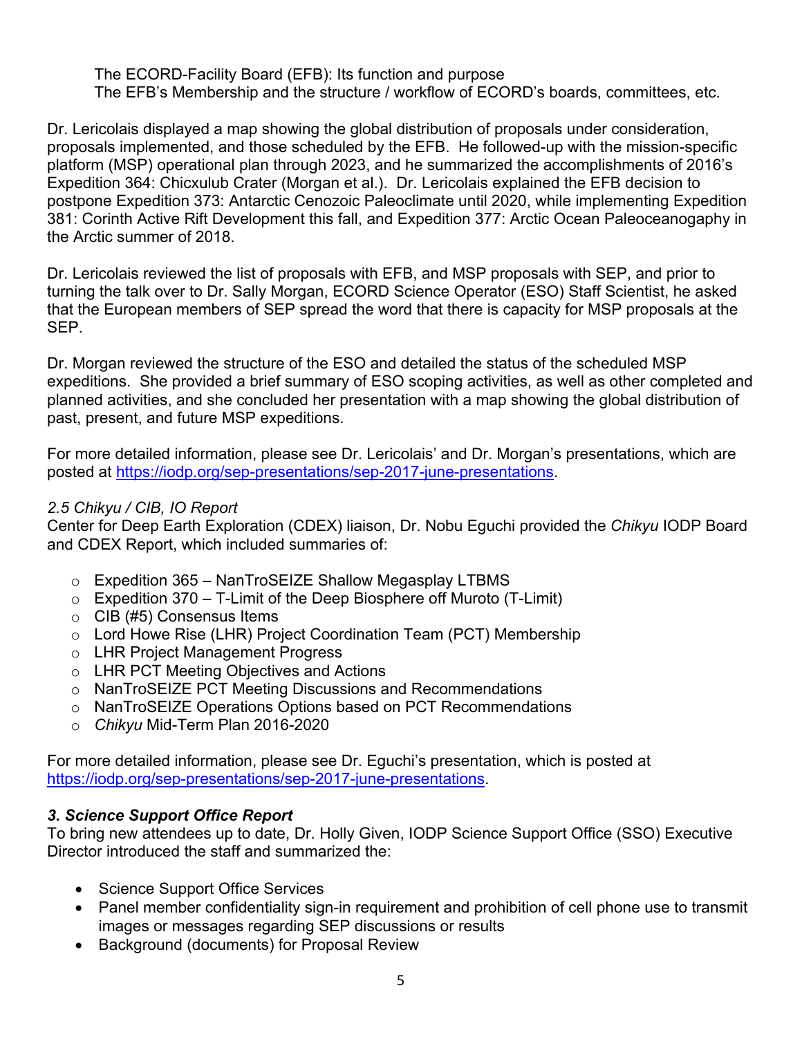The ECORD-Facility Board (EFB): Its function and purpose
The EFB's Membership and the structure / workflow of ECORD's boards, committees, etc.

Dr. Lericolais displayed a map showing the global distribution of proposals under consideration, proposals implemented, and those scheduled by the EFB. He followed-up with the mission-specific platform (MSP) operational plan through 2023, and he summarized the accomplishments of 2016's Expedition 364: Chicxulub Crater (Morgan et al.). Dr. Lericolais explained the EFB decision to postpone Expedition 373: Antarctic Cenozoic Paleoclimate until 2020, while implementing Expedition 381: Corinth Active Rift Development this fall, and Expedition 377: Arctic Ocean Paleoceanogaphy in the Arctic summer of 2018.

Dr. Lericolais reviewed the list of proposals with EFB, and MSP proposals with SEP, and prior to turning the talk over to Dr. Sally Morgan, ECORD Science Operator (ESO) Staff Scientist, he asked that the European members of SEP spread the word that there is capacity for MSP proposals at the SEP.

Dr. Morgan reviewed the structure of the ESO and detailed the status of the scheduled MSP expeditions. She provided a brief summary of ESO scoping activities, as well as other completed and planned activities, and she concluded her presentation with a map showing the global distribution of past, present, and future MSP expeditions.

For more detailed information, please see Dr. Lericolais' and Dr. Morgan's presentations, which are posted at https://iodp.org/sep-presentations/sep-2017-june-presentations.

*2.5 Chikyu / CIB, IO Report*
Center for Deep Earth Exploration (CDEX) liaison, Dr. Nobu Eguchi provided the *Chikyu* IODP Board and CDEX Report, which included summaries of:

- Expedition 365 – NanTroSEIZE Shallow Megasplay LTBMS
- Expedition 370 – T-Limit of the Deep Biosphere off Muroto (T-Limit)
- CIB (#5) Consensus Items
- Lord Howe Rise (LHR) Project Coordination Team (PCT) Membership
- LHR Project Management Progress
- LHR PCT Meeting Objectives and Actions
- NanTroSEIZE PCT Meeting Discussions and Recommendations
- NanTroSEIZE Operations Options based on PCT Recommendations
- *Chikyu* Mid-Term Plan 2016-2020

For more detailed information, please see Dr. Eguchi's presentation, which is posted at https://iodp.org/sep-presentations/sep-2017-june-presentations.

### *3. Science Support Office Report*
To bring new attendees up to date, Dr. Holly Given, IODP Science Support Office (SSO) Executive Director introduced the staff and summarized the:

- Science Support Office Services
- Panel member confidentiality sign-in requirement and prohibition of cell phone use to transmit images or messages regarding SEP discussions or results
- Background (documents) for Proposal Review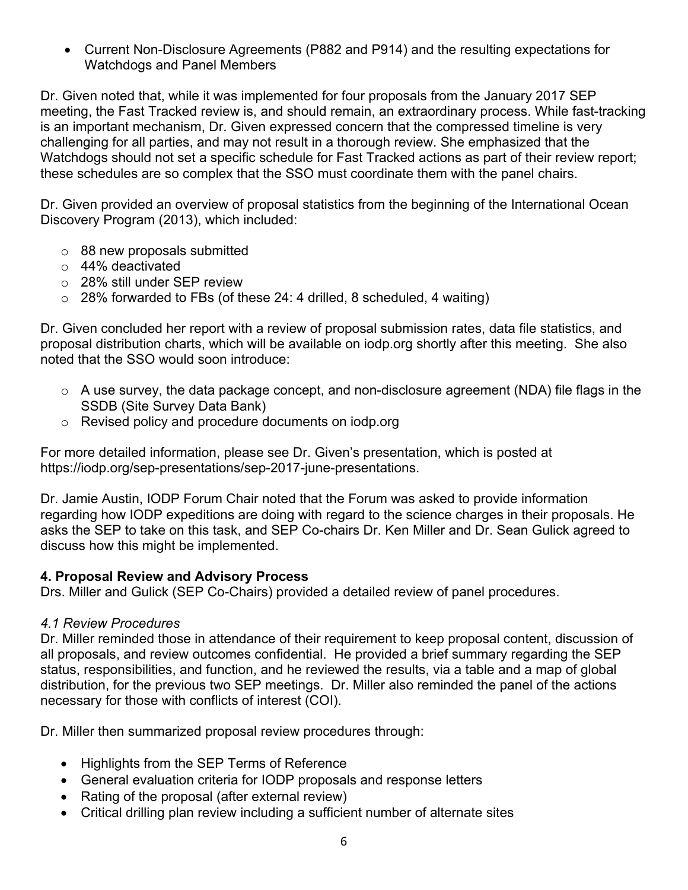- Current Non-Disclosure Agreements (P882 and P914) and the resulting expectations for Watchdogs and Panel Members

Dr. Given noted that, while it was implemented for four proposals from the January 2017 SEP meeting, the Fast Tracked review is, and should remain, an extraordinary process. While fast-tracking is an important mechanism, Dr. Given expressed concern that the compressed timeline is very challenging for all parties, and may not result in a thorough review. She emphasized that the Watchdogs should not set a specific schedule for Fast Tracked actions as part of their review report; these schedules are so complex that the SSO must coordinate them with the panel chairs.

Dr. Given provided an overview of proposal statistics from the beginning of the International Ocean Discovery Program (2013), which included:

- 88 new proposals submitted
- 44% deactivated
- 28% still under SEP review
- 28% forwarded to FBs (of these 24: 4 drilled, 8 scheduled, 4 waiting)

Dr. Given concluded her report with a review of proposal submission rates, data file statistics, and proposal distribution charts, which will be available on iodp.org shortly after this meeting. She also noted that the SSO would soon introduce:

- A use survey, the data package concept, and non-disclosure agreement (NDA) file flags in the SSDB (Site Survey Data Bank)
- Revised policy and procedure documents on iodp.org

For more detailed information, please see Dr. Given's presentation, which is posted at https://iodp.org/sep-presentations/sep-2017-june-presentations.

Dr. Jamie Austin, IODP Forum Chair noted that the Forum was asked to provide information regarding how IODP expeditions are doing with regard to the science charges in their proposals. He asks the SEP to take on this task, and SEP Co-chairs Dr. Ken Miller and Dr. Sean Gulick agreed to discuss how this might be implemented.

## 4. Proposal Review and Advisory Process

Drs. Miller and Gulick (SEP Co-Chairs) provided a detailed review of panel procedures.

### *4.1 Review Procedures*

Dr. Miller reminded those in attendance of their requirement to keep proposal content, discussion of all proposals, and review outcomes confidential. He provided a brief summary regarding the SEP status, responsibilities, and function, and he reviewed the results, via a table and a map of global distribution, for the previous two SEP meetings. Dr. Miller also reminded the panel of the actions necessary for those with conflicts of interest (COI).

Dr. Miller then summarized proposal review procedures through:

- Highlights from the SEP Terms of Reference
- General evaluation criteria for IODP proposals and response letters
- Rating of the proposal (after external review)
- Critical drilling plan review including a sufficient number of alternate sites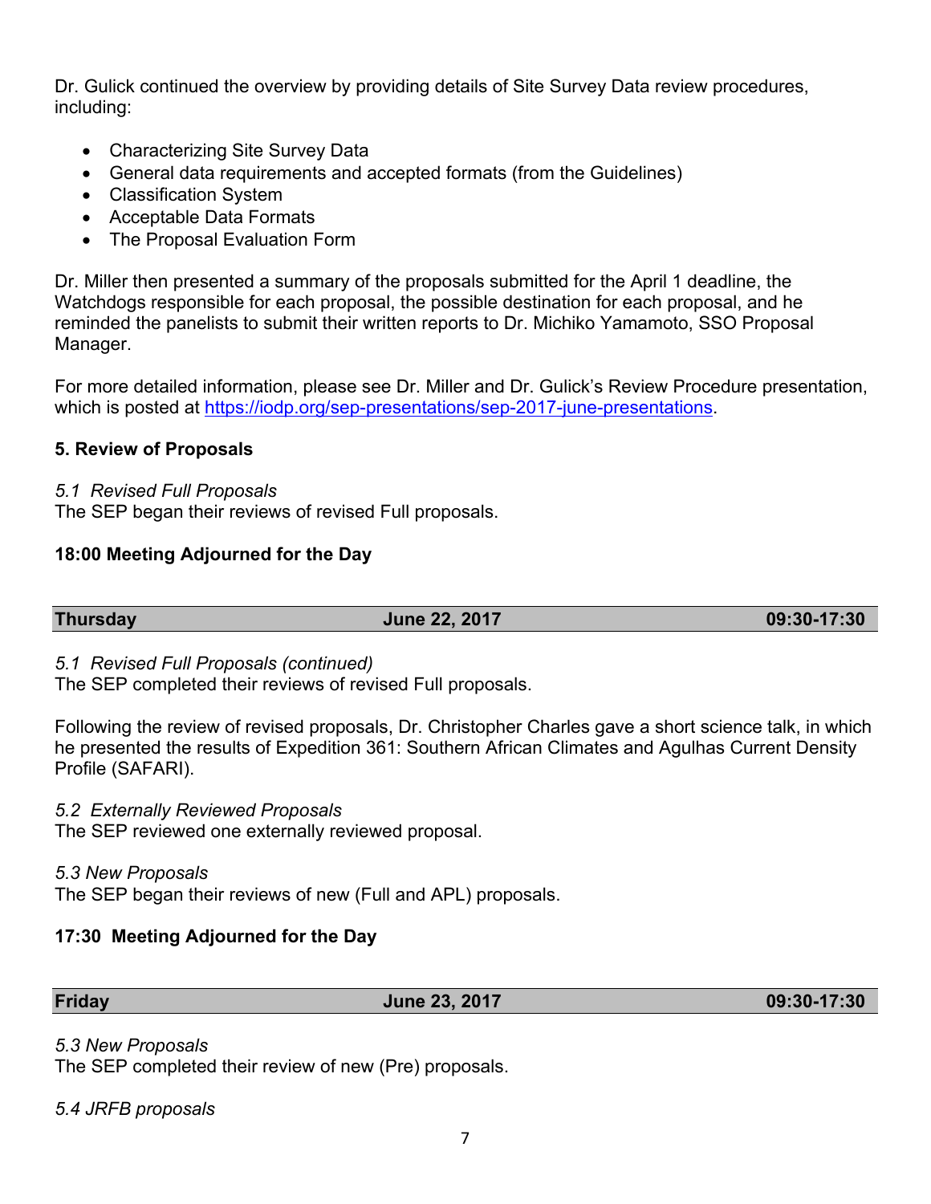Dr. Gulick continued the overview by providing details of Site Survey Data review procedures, including:

- Characterizing Site Survey Data
- General data requirements and accepted formats (from the Guidelines)
- Classification System
- Acceptable Data Formats
- The Proposal Evaluation Form

Dr. Miller then presented a summary of the proposals submitted for the April 1 deadline, the Watchdogs responsible for each proposal, the possible destination for each proposal, and he reminded the panelists to submit their written reports to Dr. Michiko Yamamoto, SSO Proposal Manager.

For more detailed information, please see Dr. Miller and Dr. Gulick's Review Procedure presentation, which is posted at [https://iodp.org/sep-presentations/sep-2017-june-presentations](https://iodp.org/sep-presentations/sep-2017-june-presentations).

**5. Review of Proposals**

*5.1 Revised Full Proposals*
The SEP began their reviews of revised Full proposals.

**18:00 Meeting Adjourned for the Day**

| **Thursday** | **June 22, 2017** | **09:30-17:30** |
|---|---|---|

*5.1 Revised Full Proposals (continued)*
The SEP completed their reviews of revised Full proposals.

Following the review of revised proposals, Dr. Christopher Charles gave a short science talk, in which he presented the results of Expedition 361: Southern African Climates and Agulhas Current Density Profile (SAFARI).

*5.2 Externally Reviewed Proposals*
The SEP reviewed one externally reviewed proposal.

*5.3 New Proposals*
The SEP began their reviews of new (Full and APL) proposals.

**17:30 Meeting Adjourned for the Day**

| **Friday** | **June 23, 2017** | **09:30-17:30** |
|---|---|---|

*5.3 New Proposals*
The SEP completed their review of new (Pre) proposals.

*5.4 JRFB proposals*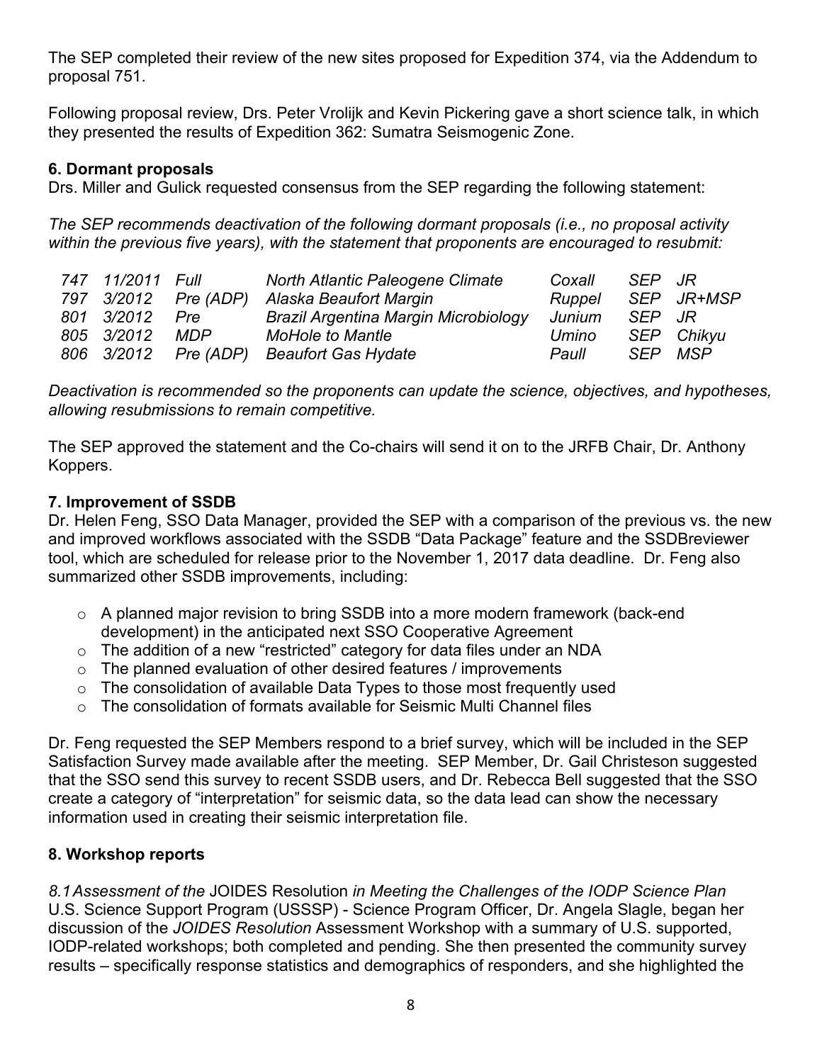The SEP completed their review of the new sites proposed for Expedition 374, via the Addendum to proposal 751.

Following proposal review, Drs. Peter Vrolijk and Kevin Pickering gave a short science talk, in which they presented the results of Expedition 362: Sumatra Seismogenic Zone.

### 6. Dormant proposals

Drs. Miller and Gulick requested consensus from the SEP regarding the following statement:

*The SEP recommends deactivation of the following dormant proposals (i.e., no proposal activity within the previous five years), with the statement that proponents are encouraged to resubmit:*

| | | | | | | |
|---|---|---|---|---|---|---|
| *747* | *11/2011* | *Full* | *North Atlantic Paleogene Climate* | *Coxall* | *SEP* | *JR* |
| *797* | *3/2012* | *Pre (ADP)* | *Alaska Beaufort Margin* | *Ruppel* | *SEP* | *JR+MSP* |
| *801* | *3/2012* | *Pre* | *Brazil Argentina Margin Microbiology* | *Junium* | *SEP* | *JR* |
| *805* | *3/2012* | *MDP* | *MoHole to Mantle* | *Umino* | *SEP* | *Chikyu* |
| *806* | *3/2012* | *Pre (ADP)* | *Beaufort Gas Hydate* | *Paull* | *SEP* | *MSP* |

*Deactivation is recommended so the proponents can update the science, objectives, and hypotheses, allowing resubmissions to remain competitive.*

The SEP approved the statement and the Co-chairs will send it on to the JRFB Chair, Dr. Anthony Koppers.

### 7. Improvement of SSDB

Dr. Helen Feng, SSO Data Manager, provided the SEP with a comparison of the previous vs. the new and improved workflows associated with the SSDB "Data Package" feature and the SSDBreviewer tool, which are scheduled for release prior to the November 1, 2017 data deadline. Dr. Feng also summarized other SSDB improvements, including:

- A planned major revision to bring SSDB into a more modern framework (back-end development) in the anticipated next SSO Cooperative Agreement
- The addition of a new "restricted" category for data files under an NDA
- The planned evaluation of other desired features / improvements
- The consolidation of available Data Types to those most frequently used
- The consolidation of formats available for Seismic Multi Channel files

Dr. Feng requested the SEP Members respond to a brief survey, which will be included in the SEP Satisfaction Survey made available after the meeting. SEP Member, Dr. Gail Christeson suggested that the SSO send this survey to recent SSDB users, and Dr. Rebecca Bell suggested that the SSO create a category of "interpretation" for seismic data, so the data lead can show the necessary information used in creating their seismic interpretation file.

### 8. Workshop reports

*8.1 Assessment of the* JOIDES Resolution *in Meeting the Challenges of the IODP Science Plan*

U.S. Science Support Program (USSSP) - Science Program Officer, Dr. Angela Slagle, began her discussion of the *JOIDES Resolution* Assessment Workshop with a summary of U.S. supported, IODP-related workshops; both completed and pending. She then presented the community survey results – specifically response statistics and demographics of responders, and she highlighted the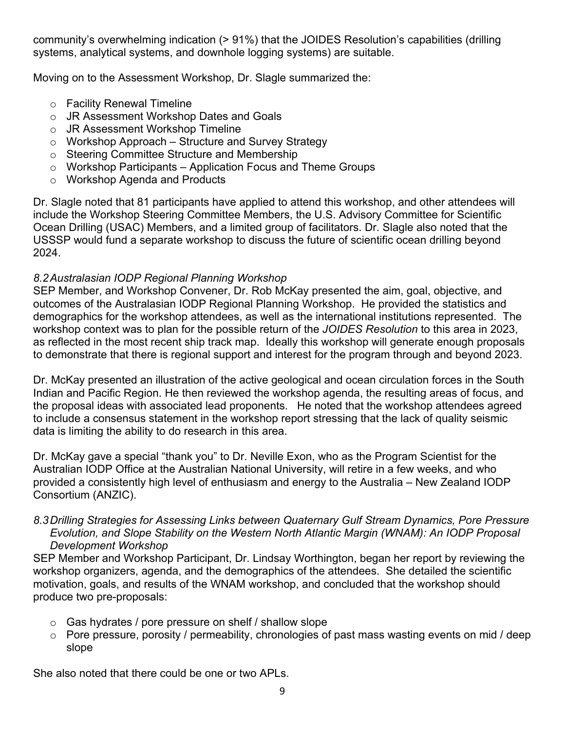community's overwhelming indication (> 91%) that the JOIDES Resolution's capabilities (drilling systems, analytical systems, and downhole logging systems) are suitable.

Moving on to the Assessment Workshop, Dr. Slagle summarized the:

- Facility Renewal Timeline
- JR Assessment Workshop Dates and Goals
- JR Assessment Workshop Timeline
- Workshop Approach – Structure and Survey Strategy
- Steering Committee Structure and Membership
- Workshop Participants – Application Focus and Theme Groups
- Workshop Agenda and Products

Dr. Slagle noted that 81 participants have applied to attend this workshop, and other attendees will include the Workshop Steering Committee Members, the U.S. Advisory Committee for Scientific Ocean Drilling (USAC) Members, and a limited group of facilitators. Dr. Slagle also noted that the USSSP would fund a separate workshop to discuss the future of scientific ocean drilling beyond 2024.

*8.2 Australasian IODP Regional Planning Workshop*

SEP Member, and Workshop Convener, Dr. Rob McKay presented the aim, goal, objective, and outcomes of the Australasian IODP Regional Planning Workshop. He provided the statistics and demographics for the workshop attendees, as well as the international institutions represented. The workshop context was to plan for the possible return of the *JOIDES Resolution* to this area in 2023, as reflected in the most recent ship track map. Ideally this workshop will generate enough proposals to demonstrate that there is regional support and interest for the program through and beyond 2023.

Dr. McKay presented an illustration of the active geological and ocean circulation forces in the South Indian and Pacific Region. He then reviewed the workshop agenda, the resulting areas of focus, and the proposal ideas with associated lead proponents. He noted that the workshop attendees agreed to include a consensus statement in the workshop report stressing that the lack of quality seismic data is limiting the ability to do research in this area.

Dr. McKay gave a special "thank you" to Dr. Neville Exon, who as the Program Scientist for the Australian IODP Office at the Australian National University, will retire in a few weeks, and who provided a consistently high level of enthusiasm and energy to the Australia – New Zealand IODP Consortium (ANZIC).

*8.3 Drilling Strategies for Assessing Links between Quaternary Gulf Stream Dynamics, Pore Pressure Evolution, and Slope Stability on the Western North Atlantic Margin (WNAM): An IODP Proposal Development Workshop*

SEP Member and Workshop Participant, Dr. Lindsay Worthington, began her report by reviewing the workshop organizers, agenda, and the demographics of the attendees. She detailed the scientific motivation, goals, and results of the WNAM workshop, and concluded that the workshop should produce two pre-proposals:

- Gas hydrates / pore pressure on shelf / shallow slope
- Pore pressure, porosity / permeability, chronologies of past mass wasting events on mid / deep slope

She also noted that there could be one or two APLs.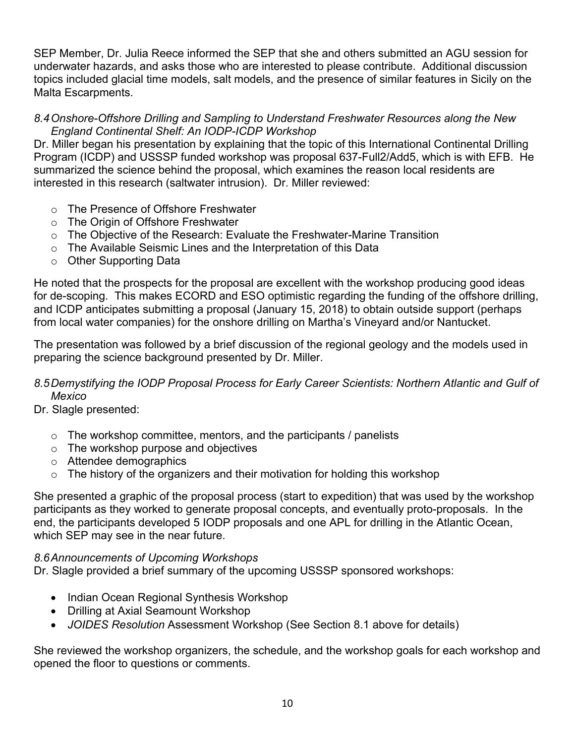SEP Member, Dr. Julia Reece informed the SEP that she and others submitted an AGU session for underwater hazards, and asks those who are interested to please contribute. Additional discussion topics included glacial time models, salt models, and the presence of similar features in Sicily on the Malta Escarpments.

### *8.4 Onshore-Offshore Drilling and Sampling to Understand Freshwater Resources along the New England Continental Shelf: An IODP-ICDP Workshop*

Dr. Miller began his presentation by explaining that the topic of this International Continental Drilling Program (ICDP) and USSSP funded workshop was proposal 637-Full2/Add5, which is with EFB. He summarized the science behind the proposal, which examines the reason local residents are interested in this research (saltwater intrusion). Dr. Miller reviewed:

- The Presence of Offshore Freshwater
- The Origin of Offshore Freshwater
- The Objective of the Research: Evaluate the Freshwater-Marine Transition
- The Available Seismic Lines and the Interpretation of this Data
- Other Supporting Data

He noted that the prospects for the proposal are excellent with the workshop producing good ideas for de-scoping. This makes ECORD and ESO optimistic regarding the funding of the offshore drilling, and ICDP anticipates submitting a proposal (January 15, 2018) to obtain outside support (perhaps from local water companies) for the onshore drilling on Martha's Vineyard and/or Nantucket.

The presentation was followed by a brief discussion of the regional geology and the models used in preparing the science background presented by Dr. Miller.

### *8.5 Demystifying the IODP Proposal Process for Early Career Scientists: Northern Atlantic and Gulf of Mexico*

Dr. Slagle presented:

- The workshop committee, mentors, and the participants / panelists
- The workshop purpose and objectives
- Attendee demographics
- The history of the organizers and their motivation for holding this workshop

She presented a graphic of the proposal process (start to expedition) that was used by the workshop participants as they worked to generate proposal concepts, and eventually proto-proposals. In the end, the participants developed 5 IODP proposals and one APL for drilling in the Atlantic Ocean, which SEP may see in the near future.

### *8.6 Announcements of Upcoming Workshops*

Dr. Slagle provided a brief summary of the upcoming USSSP sponsored workshops:

- Indian Ocean Regional Synthesis Workshop
- Drilling at Axial Seamount Workshop
- *JOIDES Resolution* Assessment Workshop (See Section 8.1 above for details)

She reviewed the workshop organizers, the schedule, and the workshop goals for each workshop and opened the floor to questions or comments.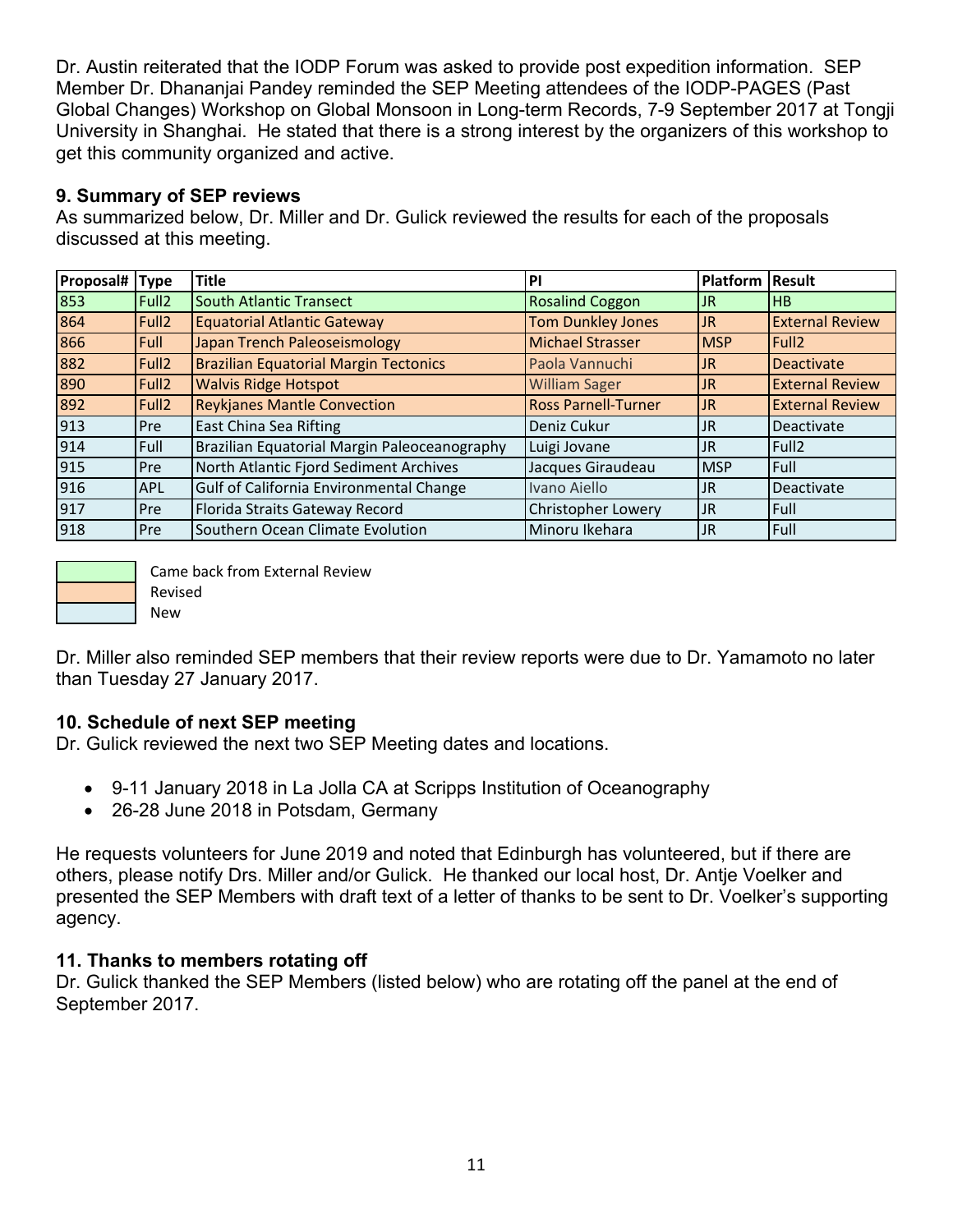Dr. Austin reiterated that the IODP Forum was asked to provide post expedition information. SEP Member Dr. Dhananjai Pandey reminded the SEP Meeting attendees of the IODP-PAGES (Past Global Changes) Workshop on Global Monsoon in Long-term Records, 7-9 September 2017 at Tongji University in Shanghai. He stated that there is a strong interest by the organizers of this workshop to get this community organized and active.

### 9. Summary of SEP reviews

As summarized below, Dr. Miller and Dr. Gulick reviewed the results for each of the proposals discussed at this meeting.

| Proposal# | Type | Title | PI | Platform | Result |
|---|---|---|---|---|---|
| 853 | Full2 | South Atlantic Transect | Rosalind Coggon | JR | HB |
| 864 | Full2 | Equatorial Atlantic Gateway | Tom Dunkley Jones | JR | External Review |
| 866 | Full | Japan Trench Paleoseismology | Michael Strasser | MSP | Full2 |
| 882 | Full2 | Brazilian Equatorial Margin Tectonics | Paola Vannuchi | JR | Deactivate |
| 890 | Full2 | Walvis Ridge Hotspot | William Sager | JR | External Review |
| 892 | Full2 | Reykjanes Mantle Convection | Ross Parnell-Turner | JR | External Review |
| 913 | Pre | East China Sea Rifting | Deniz Cukur | JR | Deactivate |
| 914 | Full | Brazilian Equatorial Margin Paleoceanography | Luigi Jovane | JR | Full2 |
| 915 | Pre | North Atlantic Fjord Sediment Archives | Jacques Giraudeau | MSP | Full |
| 916 | APL | Gulf of California Environmental Change | Ivano Aiello | JR | Deactivate |
| 917 | Pre | Florida Straits Gateway Record | Christopher Lowery | JR | Full |
| 918 | Pre | Southern Ocean Climate Evolution | Minoru Ikehara | JR | Full |

Legend:
- Came back from External Review (853)
- Revised (864, 866, 882, 890, 892)
- New (913–918)

Dr. Miller also reminded SEP members that their review reports were due to Dr. Yamamoto no later than Tuesday 27 January 2017.

### 10. Schedule of next SEP meeting

Dr. Gulick reviewed the next two SEP Meeting dates and locations.

- 9-11 January 2018 in La Jolla CA at Scripps Institution of Oceanography
- 26-28 June 2018 in Potsdam, Germany

He requests volunteers for June 2019 and noted that Edinburgh has volunteered, but if there are others, please notify Drs. Miller and/or Gulick. He thanked our local host, Dr. Antje Voelker and presented the SEP Members with draft text of a letter of thanks to be sent to Dr. Voelker's supporting agency.

### 11. Thanks to members rotating off

Dr. Gulick thanked the SEP Members (listed below) who are rotating off the panel at the end of September 2017.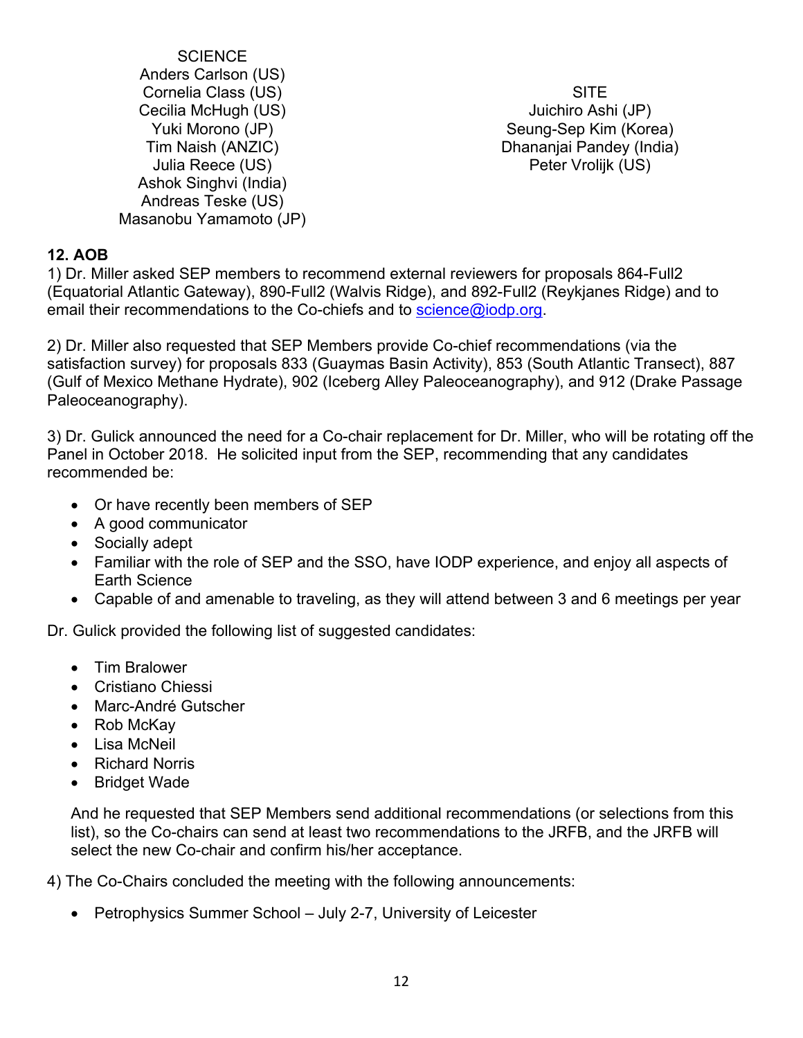SCIENCE
Anders Carlson (US)
Cornelia Class (US)
Cecilia McHugh (US)
Yuki Morono (JP)
Tim Naish (ANZIC)
Julia Reece (US)
Ashok Singhvi (India)
Andreas Teske (US)
Masanobu Yamamoto (JP)

SITE
Juichiro Ashi (JP)
Seung-Sep Kim (Korea)
Dhananjai Pandey (India)
Peter Vrolijk (US)

## 12. AOB

1) Dr. Miller asked SEP members to recommend external reviewers for proposals 864-Full2 (Equatorial Atlantic Gateway), 890-Full2 (Walvis Ridge), and 892-Full2 (Reykjanes Ridge) and to email their recommendations to the Co-chiefs and to science@iodp.org.

2) Dr. Miller also requested that SEP Members provide Co-chief recommendations (via the satisfaction survey) for proposals 833 (Guaymas Basin Activity), 853 (South Atlantic Transect), 887 (Gulf of Mexico Methane Hydrate), 902 (Iceberg Alley Paleoceanography), and 912 (Drake Passage Paleoceanography).

3) Dr. Gulick announced the need for a Co-chair replacement for Dr. Miller, who will be rotating off the Panel in October 2018. He solicited input from the SEP, recommending that any candidates recommended be:

- Or have recently been members of SEP
- A good communicator
- Socially adept
- Familiar with the role of SEP and the SSO, have IODP experience, and enjoy all aspects of Earth Science
- Capable of and amenable to traveling, as they will attend between 3 and 6 meetings per year

Dr. Gulick provided the following list of suggested candidates:

- Tim Bralower
- Cristiano Chiessi
- Marc-André Gutscher
- Rob McKay
- Lisa McNeil
- Richard Norris
- Bridget Wade

And he requested that SEP Members send additional recommendations (or selections from this list), so the Co-chairs can send at least two recommendations to the JRFB, and the JRFB will select the new Co-chair and confirm his/her acceptance.

4) The Co-Chairs concluded the meeting with the following announcements:

- Petrophysics Summer School – July 2-7, University of Leicester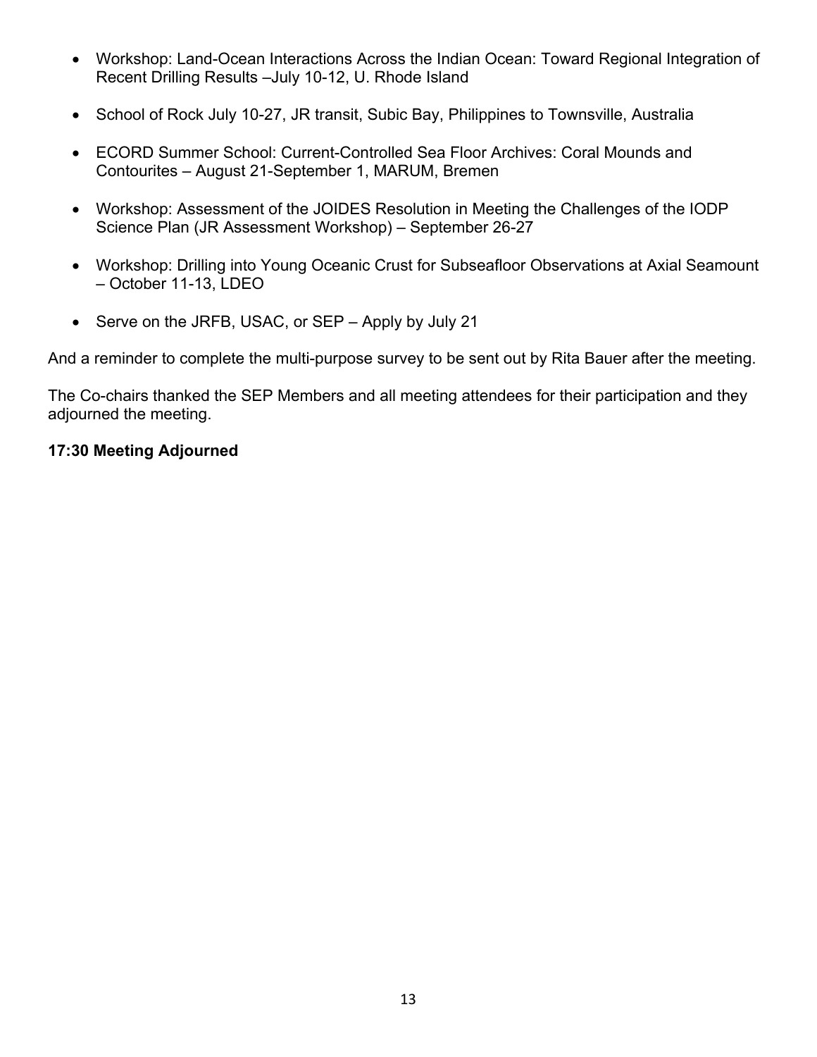- Workshop: Land-Ocean Interactions Across the Indian Ocean: Toward Regional Integration of Recent Drilling Results –July 10-12, U. Rhode Island
- School of Rock July 10-27, JR transit, Subic Bay, Philippines to Townsville, Australia
- ECORD Summer School: Current-Controlled Sea Floor Archives: Coral Mounds and Contourites – August 21-September 1, MARUM, Bremen
- Workshop: Assessment of the JOIDES Resolution in Meeting the Challenges of the IODP Science Plan (JR Assessment Workshop) – September 26-27
- Workshop: Drilling into Young Oceanic Crust for Subseafloor Observations at Axial Seamount – October 11-13, LDEO
- Serve on the JRFB, USAC, or SEP – Apply by July 21

And a reminder to complete the multi-purpose survey to be sent out by Rita Bauer after the meeting.

The Co-chairs thanked the SEP Members and all meeting attendees for their participation and they adjourned the meeting.

**17:30 Meeting Adjourned**